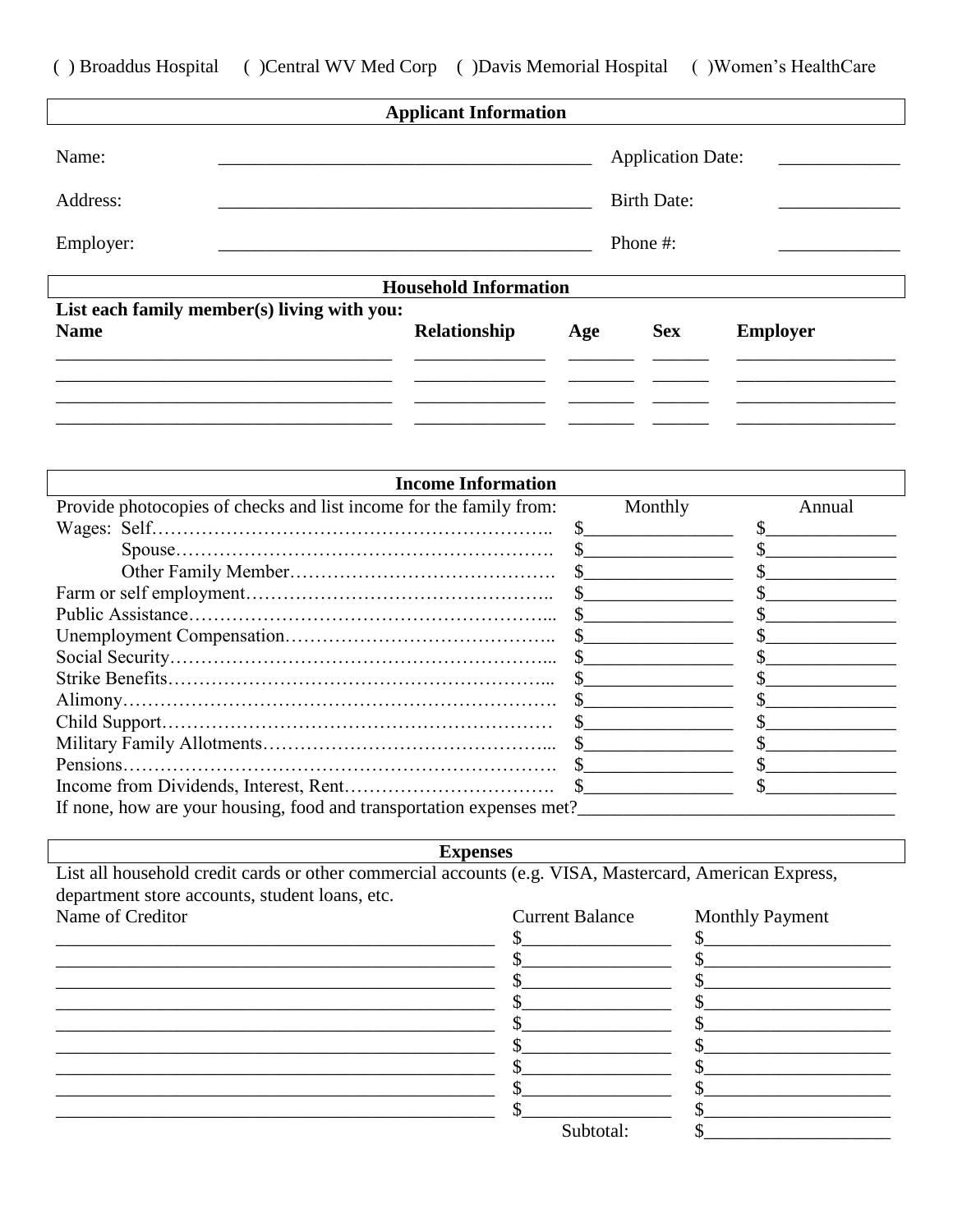( ) Broaddus Hospital ( )Central WV Med Corp ( )Davis Memorial Hospital ( )Women's HealthCare

## Applicant Information

| | | | |
|---|---|---|---|
| Name: | ________________________________ | Application Date: | __________ |
| Address: | ________________________________ | Birth Date: | __________ |
| Employer: | ________________________________ | Phone #: | __________ |

## Household Information

**List each family member(s) living with you:**

| **Name** | **Relationship** | **Age** | **Sex** | **Employer** |
|---|---|---|---|---|
| | | | | |
| | | | | |
| | | | | |
| | | | | |

## Income Information

| Provide photocopies of checks and list income for the family from: | Monthly | Annual |
|---|---|---|
| Wages: Self…………………………………………………… | $__________ | $__________ |
| Spouse…………………………………………………… | $__________ | $__________ |
| Other Family Member…………………………………… | $__________ | $__________ |
| Farm or self employment……………………………………… | $__________ | $__________ |
| Public Assistance………………………………………………… | $__________ | $__________ |
| Unemployment Compensation…………………………………… | $__________ | $__________ |
| Social Security…………………………………………………… | $__________ | $__________ |
| Strike Benefits…………………………………………………… | $__________ | $__________ |
| Alimony…………………………………………………………… | $__________ | $__________ |
| Child Support……………………………………………………… | $__________ | $__________ |
| Military Family Allotments……………………………………… | $__________ | $__________ |
| Pensions…………………………………………………………… | $__________ | $__________ |
| Income from Dividends, Interest, Rent…………………………… | $__________ | $__________ |

If none, how are your housing, food and transportation expenses met?________________________________

## Expenses

List all household credit cards or other commercial accounts (e.g. VISA, Mastercard, American Express, department store accounts, student loans, etc.

| Name of Creditor | Current Balance | Monthly Payment |
|---|---|---|
| | $__________ | $__________ |
| | $__________ | $__________ |
| | $__________ | $__________ |
| | $__________ | $__________ |
| | $__________ | $__________ |
| | $__________ | $__________ |
| | $__________ | $__________ |
| | $__________ | $__________ |
| | $__________ | $__________ |
| | Subtotal: | $__________ |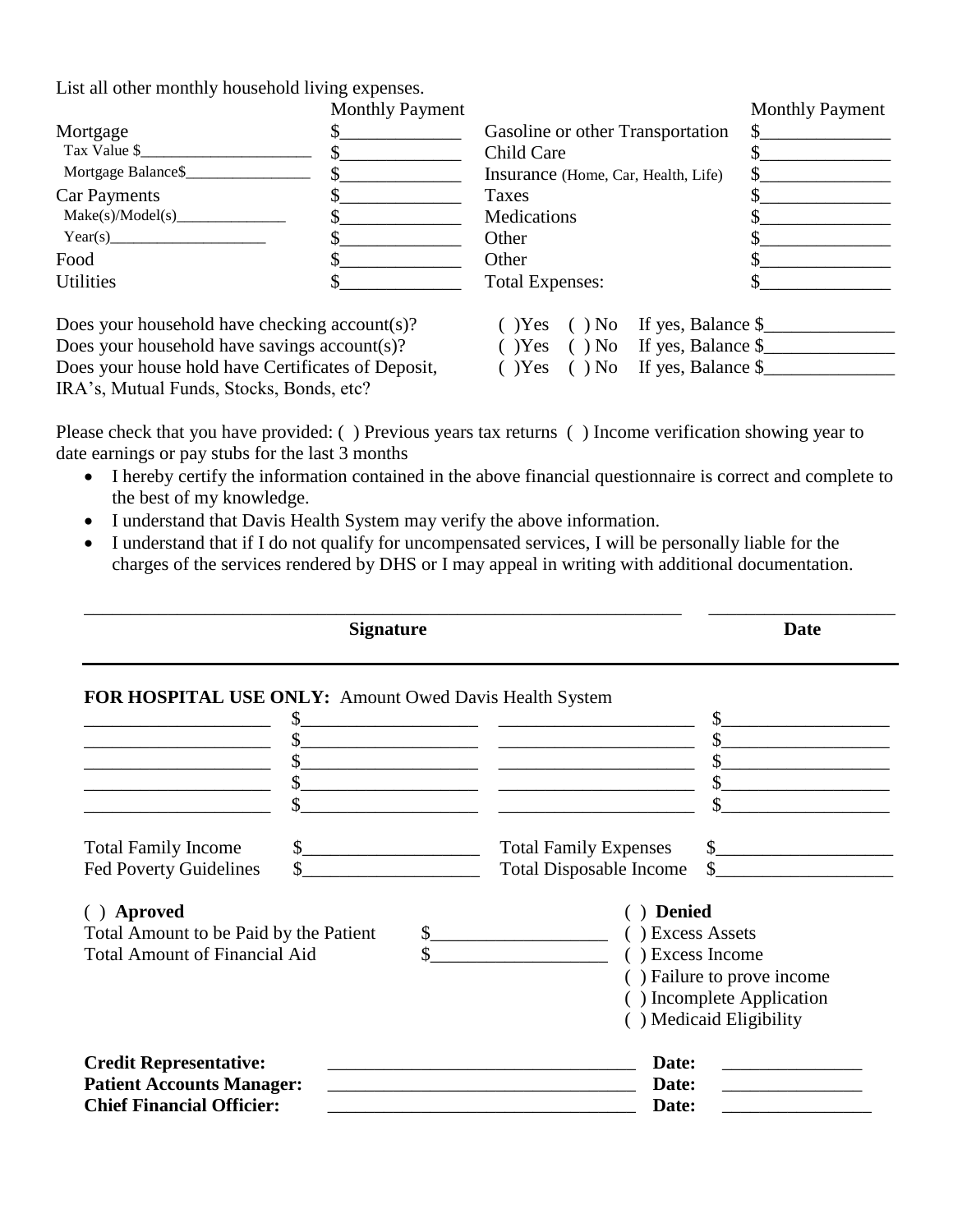List all other monthly household living expenses.

| | Monthly Payment | | Monthly Payment |
|---|---|---|---|
| Mortgage | $_____________ | Gasoline or other Transportation | $______________ |
| Tax Value $_____________________ | $_____________ | Child Care | $______________ |
| Mortgage Balance$_______________ | $_____________ | Insurance (Home, Car, Health, Life) | $______________ |
| Car Payments | $_____________ | Taxes | $______________ |
| Make(s)/Model(s)______________ | $_____________ | Medications | $______________ |
| Year(s)____________________ | $_____________ | Other | $______________ |
| Food | $_____________ | Other | $______________ |
| Utilities | $_____________ | Total Expenses: | $______________ |

| | | | |
|---|---|---|---|
| Does your household have checking account(s)? | ( )Yes | ( ) No | If yes, Balance $______________ |
| Does your household have savings account(s)? | ( )Yes | ( ) No | If yes, Balance $______________ |
| Does your house hold have Certificates of Deposit, IRA's, Mutual Funds, Stocks, Bonds, etc? | ( )Yes | ( ) No | If yes, Balance $______________ |

Please check that you have provided: ( ) Previous years tax returns ( ) Income verification showing year to date earnings or pay stubs for the last 3 months

- I hereby certify the information contained in the above financial questionnaire is correct and complete to the best of my knowledge.
- I understand that Davis Health System may verify the above information.
- I understand that if I do not qualify for uncompensated services, I will be personally liable for the charges of the services rendered by DHS or I may appeal in writing with additional documentation.

_________________________________________________________________ ____________________

**Signature** **Date**

---

**FOR HOSPITAL USE ONLY:** Amount Owed Davis Health System

| | | | |
|---|---|---|---|
| ____________________ | $__________________ | _____________________ | $__________________ |
| ____________________ | $__________________ | _____________________ | $__________________ |
| ____________________ | $__________________ | _____________________ | $__________________ |
| ____________________ | $__________________ | _____________________ | $__________________ |
| ____________________ | $__________________ | _____________________ | $__________________ |

| | | | |
|---|---|---|---|
| Total Family Income | $__________________ | Total Family Expenses | $__________________ |
| Fed Poverty Guidelines | $__________________ | Total Disposable Income | $__________________ |

( ) **Aproved**

Total Amount to be Paid by the Patient $__________________

Total Amount of Financial Aid $__________________

( ) **Denied**

( ) Excess Assets

( ) Excess Income

( ) Failure to prove income

( ) Incomplete Application

( ) Medicaid Eligibility

| | | | |
|---|---|---|---|
| **Credit Representative:** | _________________________________ | **Date:** | _______________ |
| **Patient Accounts Manager:** | _________________________________ | **Date:** | _______________ |
| **Chief Financial Officier:** | _________________________________ | **Date:** | ________________ |